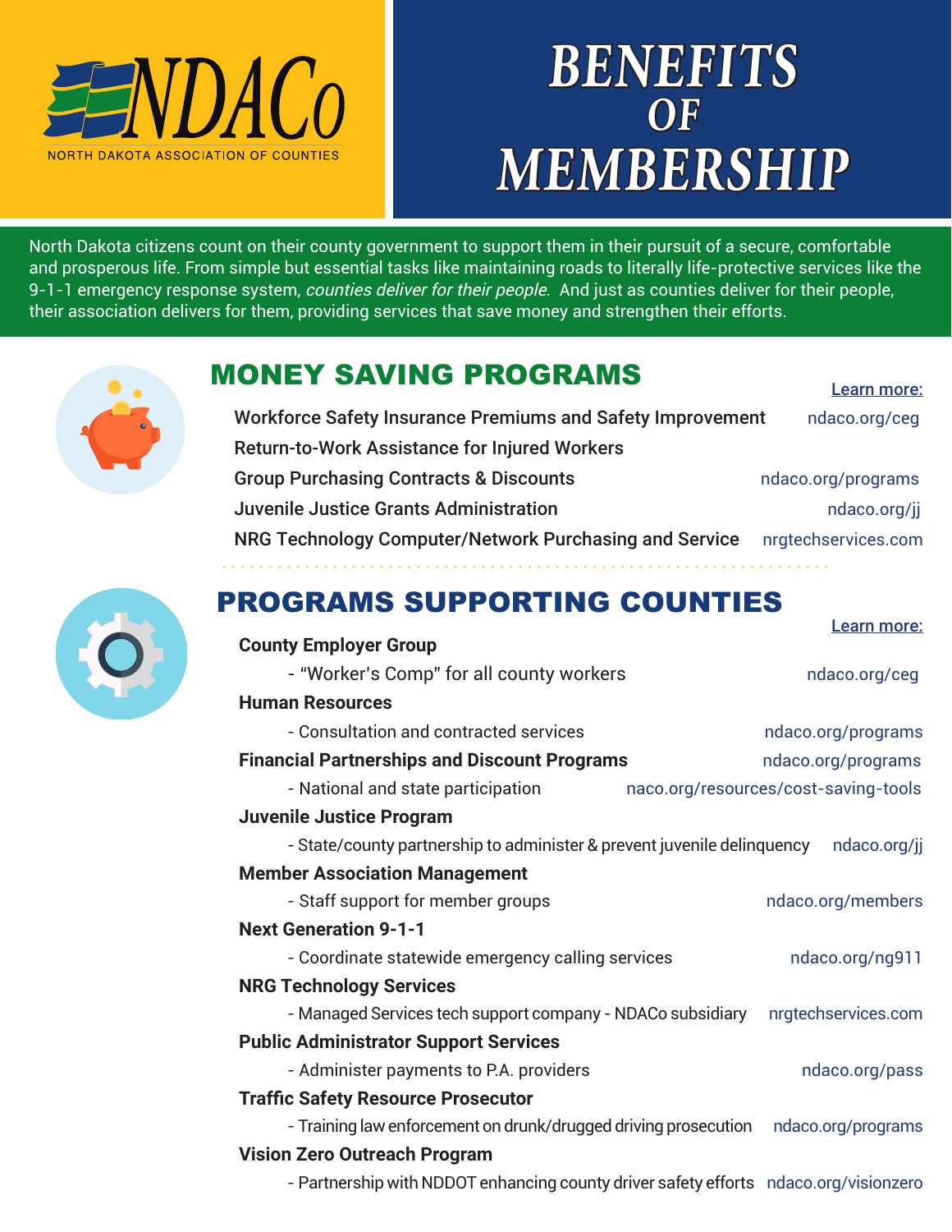NDACo

NORTH DAKOTA ASSOCIATION OF COUNTIES

# BENEFITS OF MEMBERSHIP

North Dakota citizens count on their county government to support them in their pursuit of a secure, comfortable and prosperous life. From simple but essential tasks like maintaining roads to literally life-protective services like the 9-1-1 emergency response system, *counties deliver for their people*. And just as counties deliver for their people, their association delivers for them, providing services that save money and strengthen their efforts.

## MONEY SAVING PROGRAMS

| Program | Learn more: |
|---|---|
| Workforce Safety Insurance Premiums and Safety Improvement | ndaco.org/ceg |
| Return-to-Work Assistance for Injured Workers | |
| Group Purchasing Contracts & Discounts | ndaco.org/programs |
| Juvenile Justice Grants Administration | ndaco.org/jj |
| NRG Technology Computer/Network Purchasing and Service | nrgtechservices.com |

## PROGRAMS SUPPORTING COUNTIES

| Program | Learn more: |
|---|---|
| **County Employer Group** | |
| - "Worker's Comp" for all county workers | ndaco.org/ceg |
| **Human Resources** | |
| - Consultation and contracted services | ndaco.org/programs |
| **Financial Partnerships and Discount Programs** | ndaco.org/programs |
| - National and state participation | naco.org/resources/cost-saving-tools |
| **Juvenile Justice Program** | |
| - State/county partnership to administer & prevent juvenile delinquency | ndaco.org/jj |
| **Member Association Management** | |
| - Staff support for member groups | ndaco.org/members |
| **Next Generation 9-1-1** | |
| - Coordinate statewide emergency calling services | ndaco.org/ng911 |
| **NRG Technology Services** | |
| - Managed Services tech support company - NDACo subsidiary | nrgtechservices.com |
| **Public Administrator Support Services** | |
| - Administer payments to P.A. providers | ndaco.org/pass |
| **Traffic Safety Resource Prosecutor** | |
| - Training law enforcement on drunk/drugged driving prosecution | ndaco.org/programs |
| **Vision Zero Outreach Program** | |
| - Partnership with NDDOT enhancing county driver safety efforts | ndaco.org/visionzero |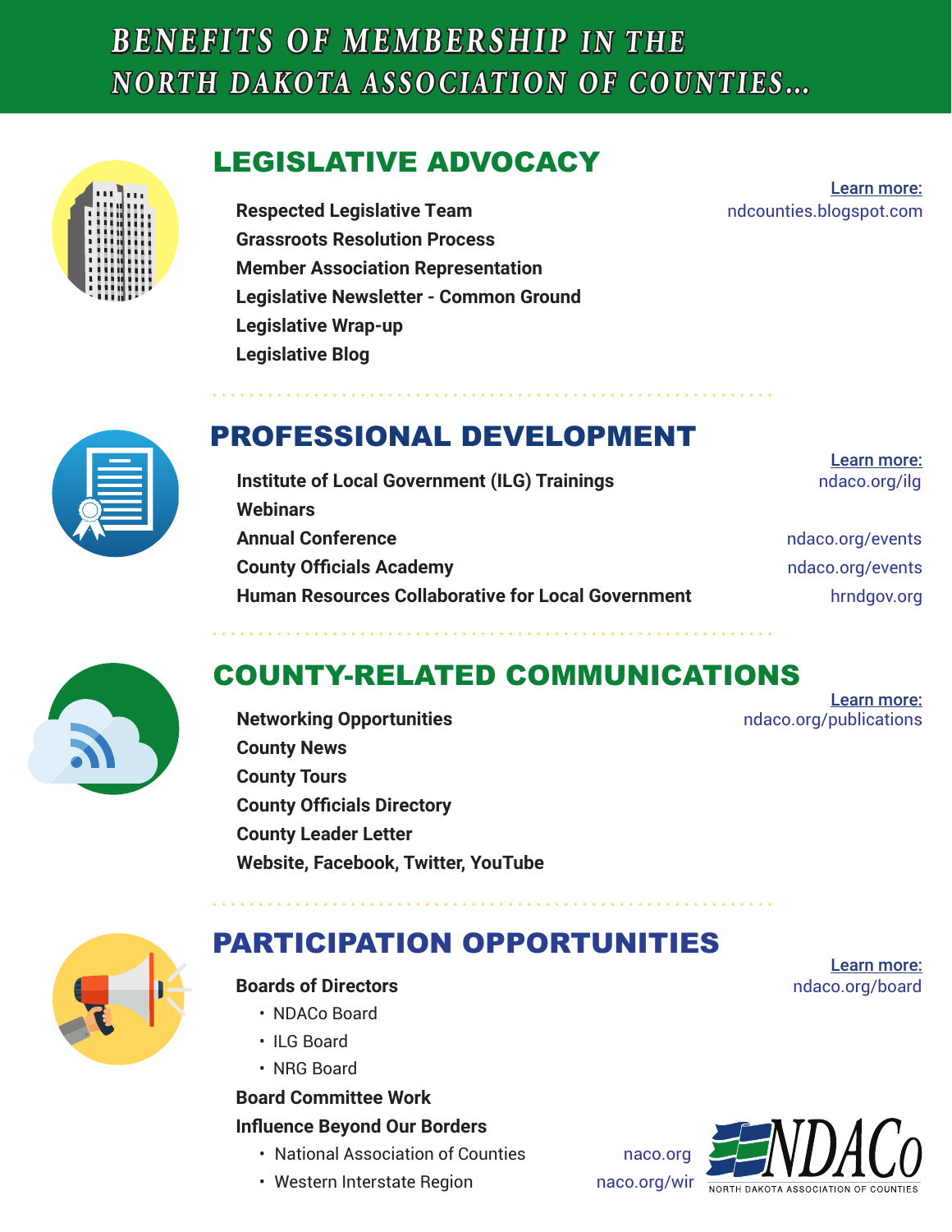# BENEFITS OF MEMBERSHIP IN THE NORTH DAKOTA ASSOCIATION OF COUNTIES...

## LEGISLATIVE ADVOCACY

**Learn more:** ndcounties.blogspot.com

- **Respected Legislative Team**
- **Grassroots Resolution Process**
- **Member Association Representation**
- **Legislative Newsletter - Common Ground**
- **Legislative Wrap-up**
- **Legislative Blog**

## PROFESSIONAL DEVELOPMENT

**Learn more:**

- **Institute of Local Government (ILG) Trainings** — ndaco.org/ilg
- **Webinars**
- **Annual Conference** — ndaco.org/events
- **County Officials Academy** — ndaco.org/events
- **Human Resources Collaborative for Local Government** — hrndgov.org

## COUNTY-RELATED COMMUNICATIONS

**Learn more:** ndaco.org/publications

- **Networking Opportunities**
- **County News**
- **County Tours**
- **County Officials Directory**
- **County Leader Letter**
- **Website, Facebook, Twitter, YouTube**

## PARTICIPATION OPPORTUNITIES

**Learn more:** ndaco.org/board

- **Boards of Directors**
  - NDACo Board
  - ILG Board
  - NRG Board
- **Board Committee Work**
- **Influence Beyond Our Borders**
  - National Association of Counties — naco.org
  - Western Interstate Region — naco.org/wir

NDACo
NORTH DAKOTA ASSOCIATION OF COUNTIES